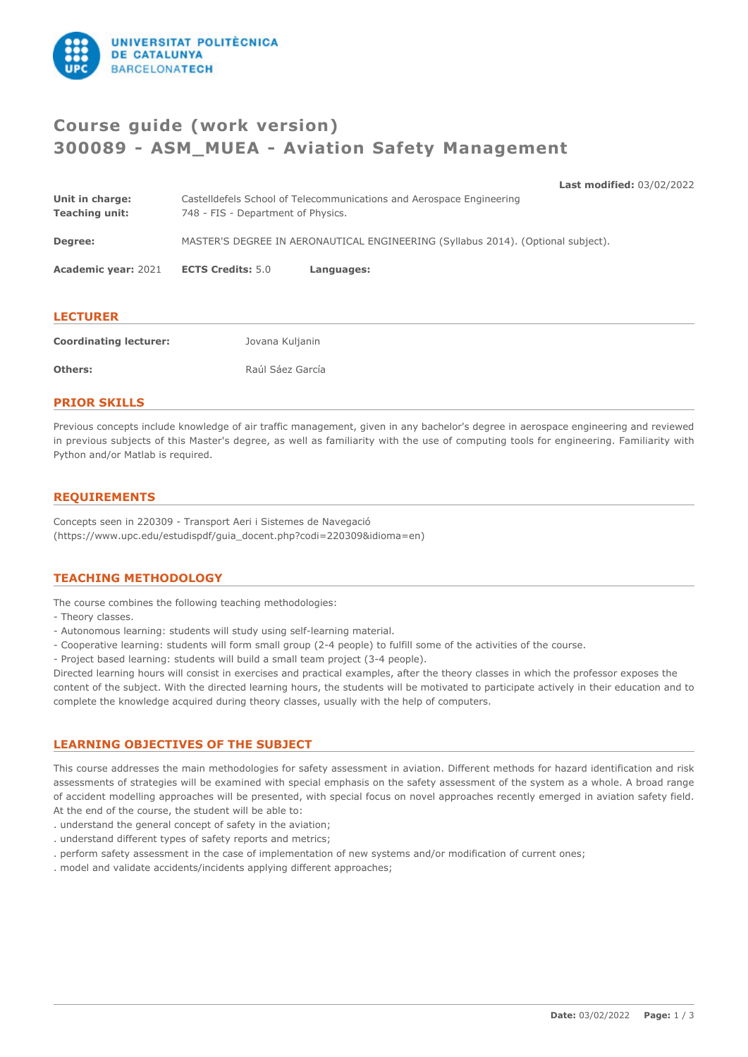# Course guide (work version)
# 300089 - ASM_MUEA - Aviation Safety Management

**Last modified:** 03/02/2022

**Unit in charge:** Castelldefels School of Telecommunications and Aerospace Engineering
**Teaching unit:** 748 - FIS - Department of Physics.

**Degree:** MASTER'S DEGREE IN AERONAUTICAL ENGINEERING (Syllabus 2014). (Optional subject).

**Academic year:** 2021 **ECTS Credits:** 5.0 **Languages:**

## LECTURER

**Coordinating lecturer:** Jovana Kuljanin

**Others:** Raúl Sáez García

## PRIOR SKILLS

Previous concepts include knowledge of air traffic management, given in any bachelor's degree in aerospace engineering and reviewed in previous subjects of this Master's degree, as well as familiarity with the use of computing tools for engineering. Familiarity with Python and/or Matlab is required.

## REQUIREMENTS

Concepts seen in 220309 - Transport Aeri i Sistemes de Navegació
(https://www.upc.edu/estudispdf/guia_docent.php?codi=220309&idioma=en)

## TEACHING METHODOLOGY

The course combines the following teaching methodologies:
- Theory classes.
- Autonomous learning: students will study using self-learning material.
- Cooperative learning: students will form small group (2-4 people) to fulfill some of the activities of the course.
- Project based learning: students will build a small team project (3-4 people).

Directed learning hours will consist in exercises and practical examples, after the theory classes in which the professor exposes the content of the subject. With the directed learning hours, the students will be motivated to participate actively in their education and to complete the knowledge acquired during theory classes, usually with the help of computers.

## LEARNING OBJECTIVES OF THE SUBJECT

This course addresses the main methodologies for safety assessment in aviation. Different methods for hazard identification and risk assessments of strategies will be examined with special emphasis on the safety assessment of the system as a whole. A broad range of accident modelling approaches will be presented, with special focus on novel approaches recently emerged in aviation safety field. At the end of the course, the student will be able to:
. understand the general concept of safety in the aviation;
. understand different types of safety reports and metrics;
. perform safety assessment in the case of implementation of new systems and/or modification of current ones;
. model and validate accidents/incidents applying different approaches;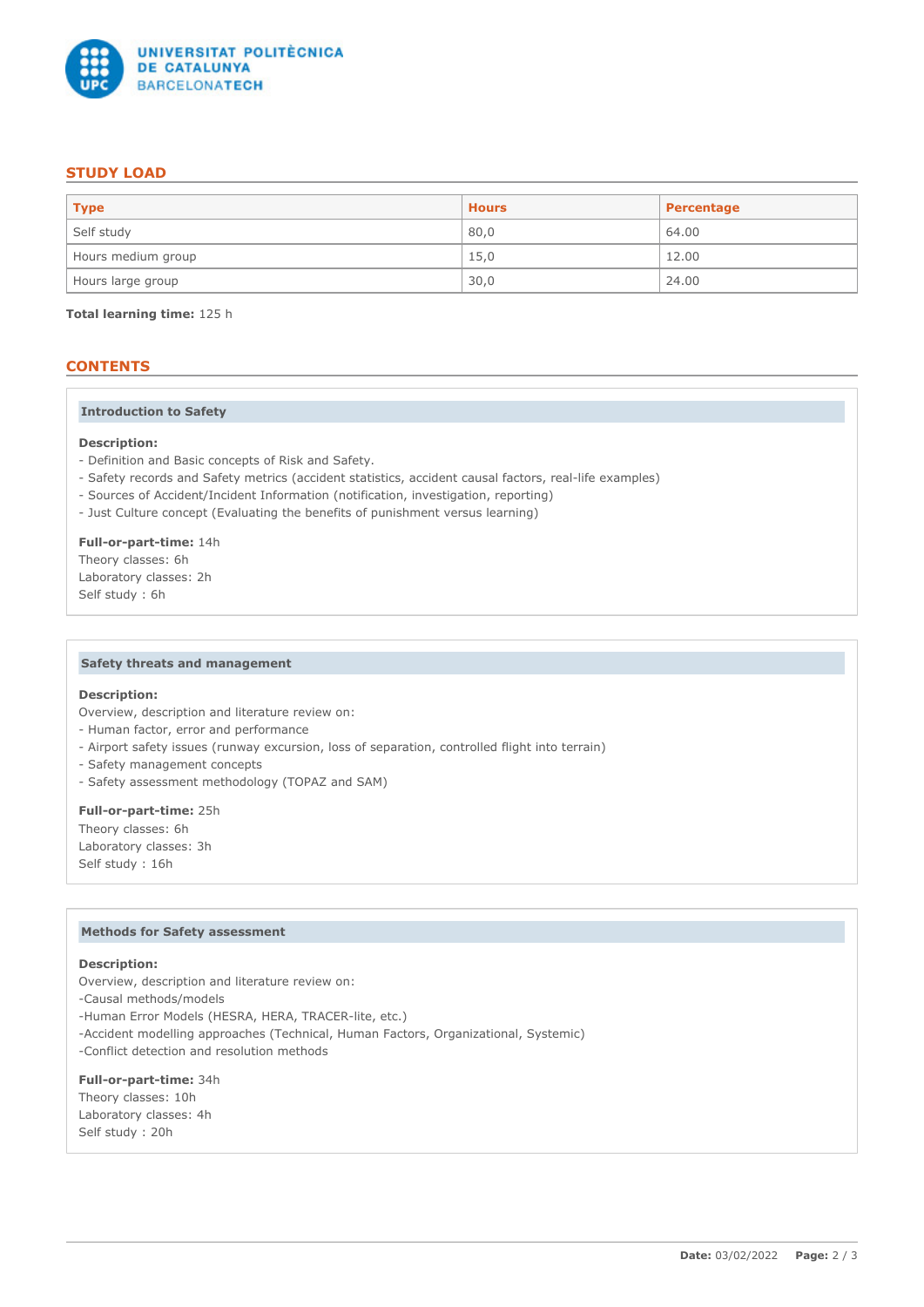## STUDY LOAD

| Type | Hours | Percentage |
|---|---|---|
| Self study | 80,0 | 64.00 |
| Hours medium group | 15,0 | 12.00 |
| Hours large group | 30,0 | 24.00 |

**Total learning time:** 125 h

## CONTENTS

### Introduction to Safety

**Description:**
- Definition and Basic concepts of Risk and Safety.
- Safety records and Safety metrics (accident statistics, accident causal factors, real-life examples)
- Sources of Accident/Incident Information (notification, investigation, reporting)
- Just Culture concept (Evaluating the benefits of punishment versus learning)

**Full-or-part-time:** 14h
Theory classes: 6h
Laboratory classes: 2h
Self study : 6h

### Safety threats and management

**Description:**
Overview, description and literature review on:
- Human factor, error and performance
- Airport safety issues (runway excursion, loss of separation, controlled flight into terrain)
- Safety management concepts
- Safety assessment methodology (TOPAZ and SAM)

**Full-or-part-time:** 25h
Theory classes: 6h
Laboratory classes: 3h
Self study : 16h

### Methods for Safety assessment

**Description:**
Overview, description and literature review on:
-Causal methods/models
-Human Error Models (HESRA, HERA, TRACER-lite, etc.)
-Accident modelling approaches (Technical, Human Factors, Organizational, Systemic)
-Conflict detection and resolution methods

**Full-or-part-time:** 34h
Theory classes: 10h
Laboratory classes: 4h
Self study : 20h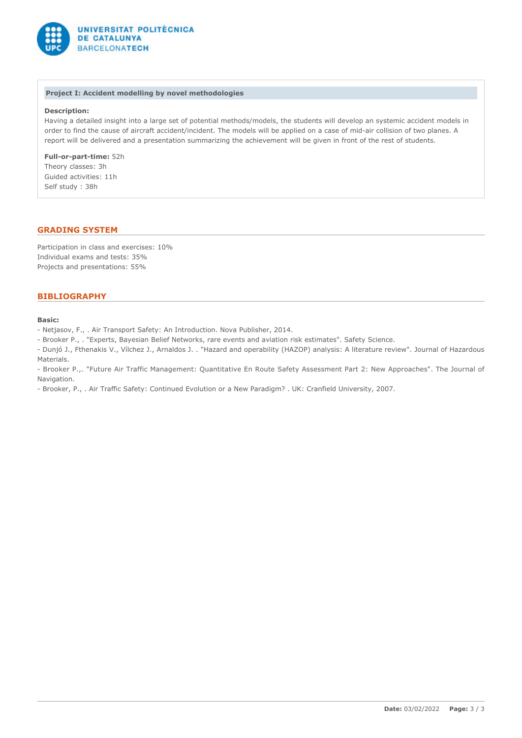**Project I: Accident modelling by novel methodologies**

**Description:**
Having a detailed insight into a large set of potential methods/models, the students will develop an systemic accident models in order to find the cause of aircraft accident/incident. The models will be applied on a case of mid-air collision of two planes. A report will be delivered and a presentation summarizing the achievement will be given in front of the rest of students.

**Full-or-part-time:** 52h
Theory classes: 3h
Guided activities: 11h
Self study : 38h

## GRADING SYSTEM

Participation in class and exercises: 10%
Individual exams and tests: 35%
Projects and presentations: 55%

## BIBLIOGRAPHY

**Basic:**

- Netjasov, F., . Air Transport Safety: An Introduction. Nova Publisher, 2014.
- Brooker P., . "Experts, Bayesian Belief Networks, rare events and aviation risk estimates". Safety Science.
- Dunjó J., Fthenakis V., Vílchez J., Arnaldos J. . "Hazard and operability (HAZOP) analysis: A literature review". Journal of Hazardous Materials.
- Brooker P.,. "Future Air Traffic Management: Quantitative En Route Safety Assessment Part 2: New Approaches". The Journal of Navigation.
- Brooker, P., . Air Traffic Safety: Continued Evolution or a New Paradigm? . UK: Cranfield University, 2007.